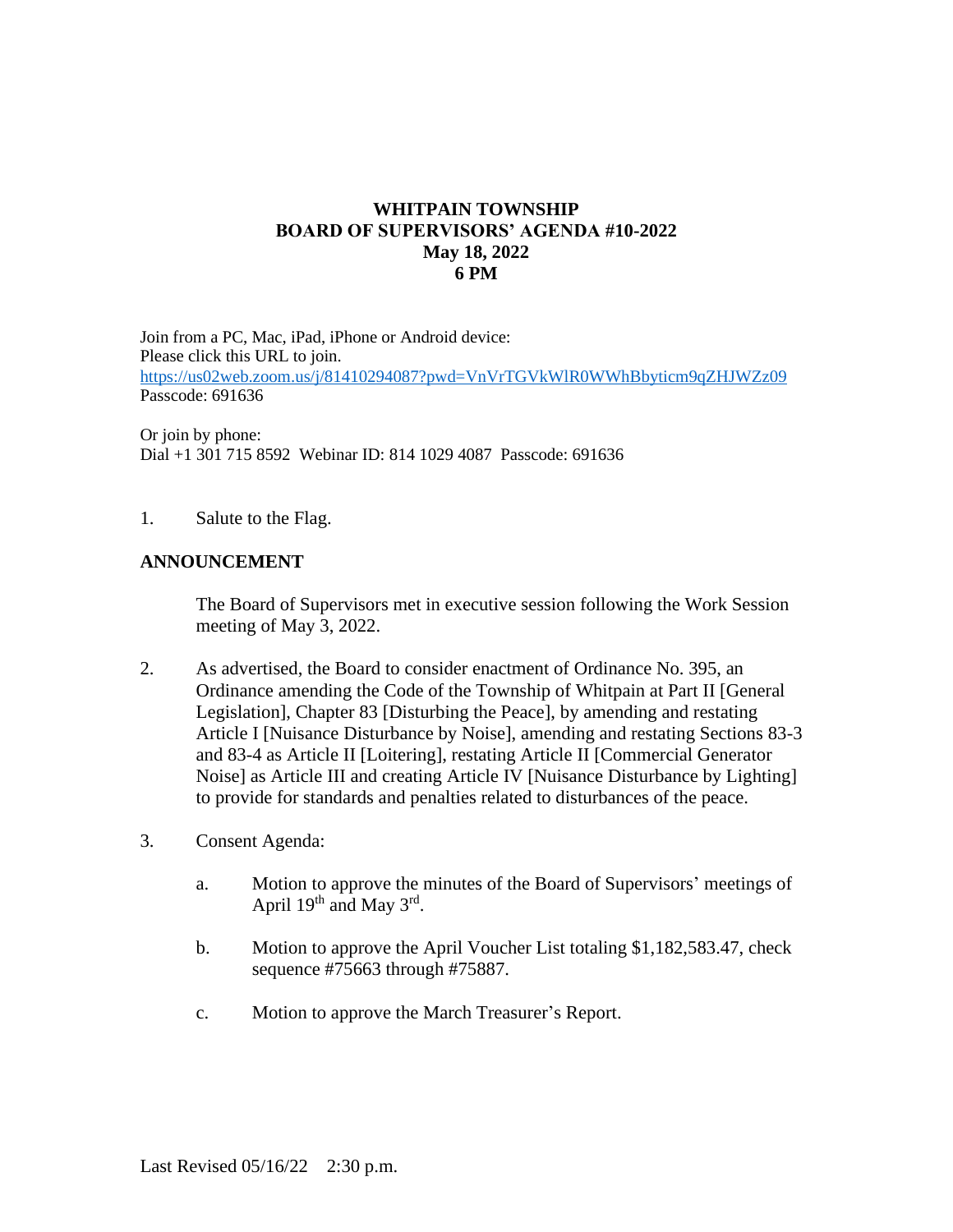# WHITPAIN TOWNSHIP
## BOARD OF SUPERVISORS' AGENDA #10-2022
## May 18, 2022
## 6 PM

Join from a PC, Mac, iPad, iPhone or Android device:
Please click this URL to join.
https://us02web.zoom.us/j/81410294087?pwd=VnVrTGVkWlR0WWhBbyticm9qZHJWZz09
Passcode: 691636

Or join by phone:
Dial +1 301 715 8592 Webinar ID: 814 1029 4087 Passcode: 691636

1. Salute to the Flag.

**ANNOUNCEMENT**

The Board of Supervisors met in executive session following the Work Session meeting of May 3, 2022.

2. As advertised, the Board to consider enactment of Ordinance No. 395, an Ordinance amending the Code of the Township of Whitpain at Part II [General Legislation], Chapter 83 [Disturbing the Peace], by amending and restating Article I [Nuisance Disturbance by Noise], amending and restating Sections 83-3 and 83-4 as Article II [Loitering], restating Article II [Commercial Generator Noise] as Article III and creating Article IV [Nuisance Disturbance by Lighting] to provide for standards and penalties related to disturbances of the peace.

3. Consent Agenda:

   a. Motion to approve the minutes of the Board of Supervisors' meetings of April 19th and May 3rd.

   b. Motion to approve the April Voucher List totaling $1,182,583.47, check sequence #75663 through #75887.

   c. Motion to approve the March Treasurer's Report.

Last Revised 05/16/22 2:30 p.m.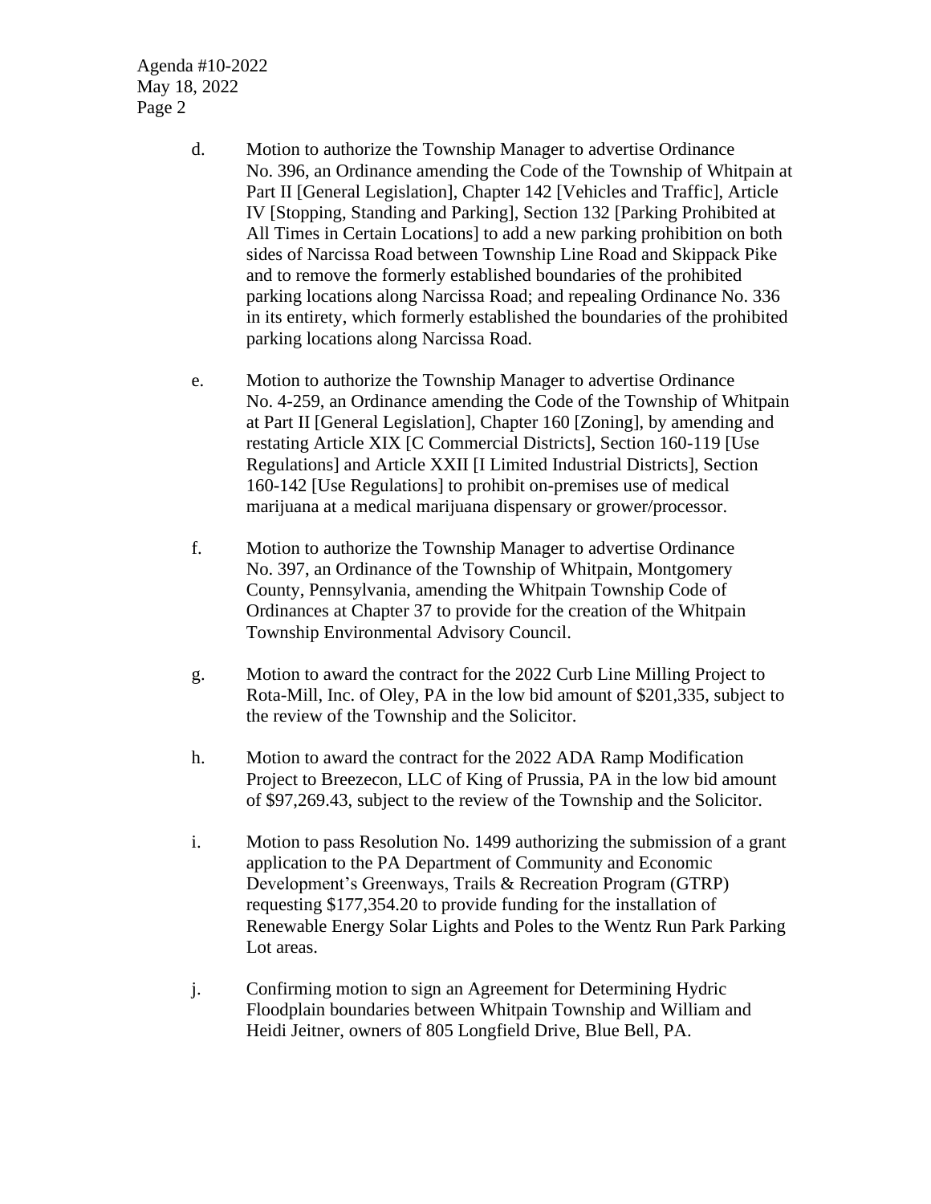d. Motion to authorize the Township Manager to advertise Ordinance No. 396, an Ordinance amending the Code of the Township of Whitpain at Part II [General Legislation], Chapter 142 [Vehicles and Traffic], Article IV [Stopping, Standing and Parking], Section 132 [Parking Prohibited at All Times in Certain Locations] to add a new parking prohibition on both sides of Narcissa Road between Township Line Road and Skippack Pike and to remove the formerly established boundaries of the prohibited parking locations along Narcissa Road; and repealing Ordinance No. 336 in its entirety, which formerly established the boundaries of the prohibited parking locations along Narcissa Road.

e. Motion to authorize the Township Manager to advertise Ordinance No. 4-259, an Ordinance amending the Code of the Township of Whitpain at Part II [General Legislation], Chapter 160 [Zoning], by amending and restating Article XIX [C Commercial Districts], Section 160-119 [Use Regulations] and Article XXII [I Limited Industrial Districts], Section 160-142 [Use Regulations] to prohibit on-premises use of medical marijuana at a medical marijuana dispensary or grower/processor.

f. Motion to authorize the Township Manager to advertise Ordinance No. 397, an Ordinance of the Township of Whitpain, Montgomery County, Pennsylvania, amending the Whitpain Township Code of Ordinances at Chapter 37 to provide for the creation of the Whitpain Township Environmental Advisory Council.

g. Motion to award the contract for the 2022 Curb Line Milling Project to Rota-Mill, Inc. of Oley, PA in the low bid amount of $201,335, subject to the review of the Township and the Solicitor.

h. Motion to award the contract for the 2022 ADA Ramp Modification Project to Breezecon, LLC of King of Prussia, PA in the low bid amount of $97,269.43, subject to the review of the Township and the Solicitor.

i. Motion to pass Resolution No. 1499 authorizing the submission of a grant application to the PA Department of Community and Economic Development's Greenways, Trails & Recreation Program (GTRP) requesting $177,354.20 to provide funding for the installation of Renewable Energy Solar Lights and Poles to the Wentz Run Park Parking Lot areas.

j. Confirming motion to sign an Agreement for Determining Hydric Floodplain boundaries between Whitpain Township and William and Heidi Jeitner, owners of 805 Longfield Drive, Blue Bell, PA.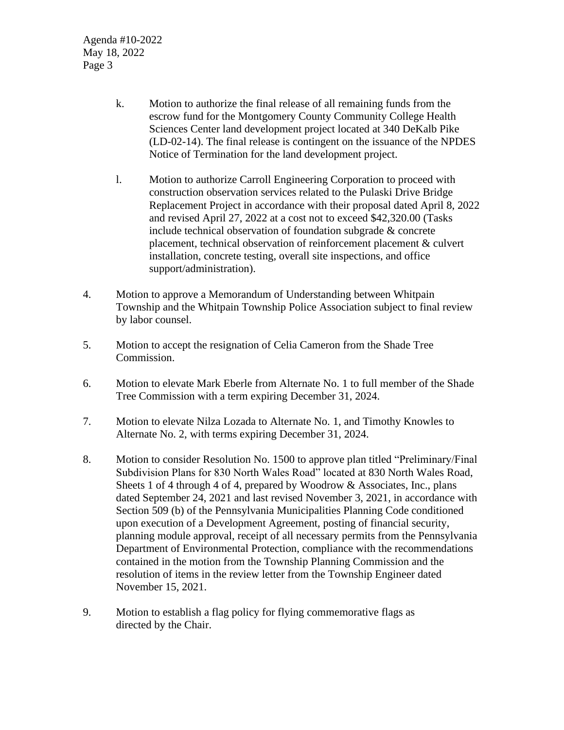k. Motion to authorize the final release of all remaining funds from the escrow fund for the Montgomery County Community College Health Sciences Center land development project located at 340 DeKalb Pike (LD-02-14). The final release is contingent on the issuance of the NPDES Notice of Termination for the land development project.

l. Motion to authorize Carroll Engineering Corporation to proceed with construction observation services related to the Pulaski Drive Bridge Replacement Project in accordance with their proposal dated April 8, 2022 and revised April 27, 2022 at a cost not to exceed $42,320.00 (Tasks include technical observation of foundation subgrade & concrete placement, technical observation of reinforcement placement & culvert installation, concrete testing, overall site inspections, and office support/administration).

4. Motion to approve a Memorandum of Understanding between Whitpain Township and the Whitpain Township Police Association subject to final review by labor counsel.

5. Motion to accept the resignation of Celia Cameron from the Shade Tree Commission.

6. Motion to elevate Mark Eberle from Alternate No. 1 to full member of the Shade Tree Commission with a term expiring December 31, 2024.

7. Motion to elevate Nilza Lozada to Alternate No. 1, and Timothy Knowles to Alternate No. 2, with terms expiring December 31, 2024.

8. Motion to consider Resolution No. 1500 to approve plan titled "Preliminary/Final Subdivision Plans for 830 North Wales Road" located at 830 North Wales Road, Sheets 1 of 4 through 4 of 4, prepared by Woodrow & Associates, Inc., plans dated September 24, 2021 and last revised November 3, 2021, in accordance with Section 509 (b) of the Pennsylvania Municipalities Planning Code conditioned upon execution of a Development Agreement, posting of financial security, planning module approval, receipt of all necessary permits from the Pennsylvania Department of Environmental Protection, compliance with the recommendations contained in the motion from the Township Planning Commission and the resolution of items in the review letter from the Township Engineer dated November 15, 2021.

9. Motion to establish a flag policy for flying commemorative flags as directed by the Chair.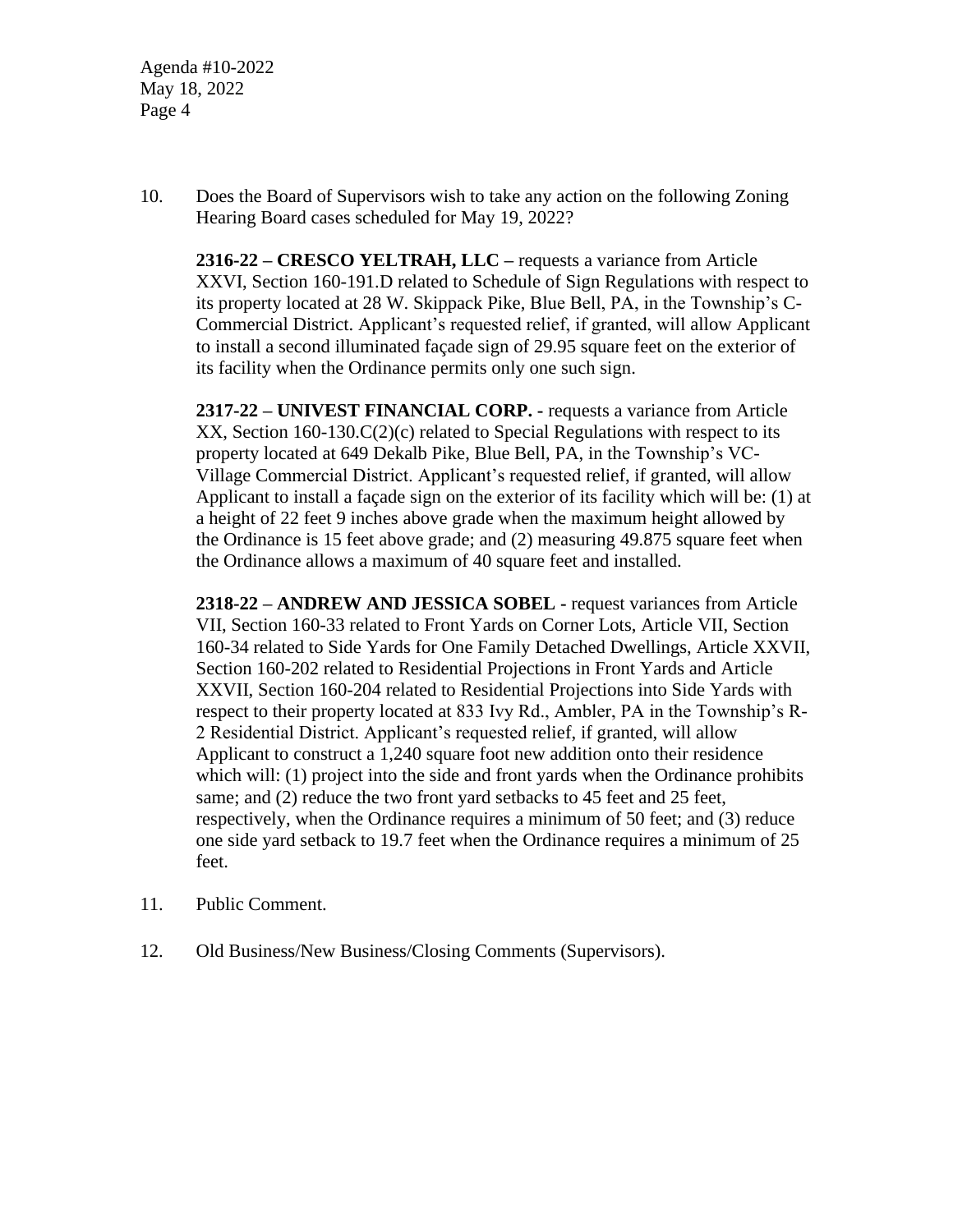10. Does the Board of Supervisors wish to take any action on the following Zoning Hearing Board cases scheduled for May 19, 2022?

    **2316-22 – CRESCO YELTRAH, LLC –** requests a variance from Article XXVI, Section 160-191.D related to Schedule of Sign Regulations with respect to its property located at 28 W. Skippack Pike, Blue Bell, PA, in the Township's C-Commercial District. Applicant's requested relief, if granted, will allow Applicant to install a second illuminated façade sign of 29.95 square feet on the exterior of its facility when the Ordinance permits only one such sign.

    **2317-22 – UNIVEST FINANCIAL CORP. -** requests a variance from Article XX, Section 160-130.C(2)(c) related to Special Regulations with respect to its property located at 649 Dekalb Pike, Blue Bell, PA, in the Township's VC-Village Commercial District. Applicant's requested relief, if granted, will allow Applicant to install a façade sign on the exterior of its facility which will be: (1) at a height of 22 feet 9 inches above grade when the maximum height allowed by the Ordinance is 15 feet above grade; and (2) measuring 49.875 square feet when the Ordinance allows a maximum of 40 square feet and installed.

    **2318-22 – ANDREW AND JESSICA SOBEL -** request variances from Article VII, Section 160-33 related to Front Yards on Corner Lots, Article VII, Section 160-34 related to Side Yards for One Family Detached Dwellings, Article XXVII, Section 160-202 related to Residential Projections in Front Yards and Article XXVII, Section 160-204 related to Residential Projections into Side Yards with respect to their property located at 833 Ivy Rd., Ambler, PA in the Township's R-2 Residential District. Applicant's requested relief, if granted, will allow Applicant to construct a 1,240 square foot new addition onto their residence which will: (1) project into the side and front yards when the Ordinance prohibits same; and (2) reduce the two front yard setbacks to 45 feet and 25 feet, respectively, when the Ordinance requires a minimum of 50 feet; and (3) reduce one side yard setback to 19.7 feet when the Ordinance requires a minimum of 25 feet.

11. Public Comment.

12. Old Business/New Business/Closing Comments (Supervisors).